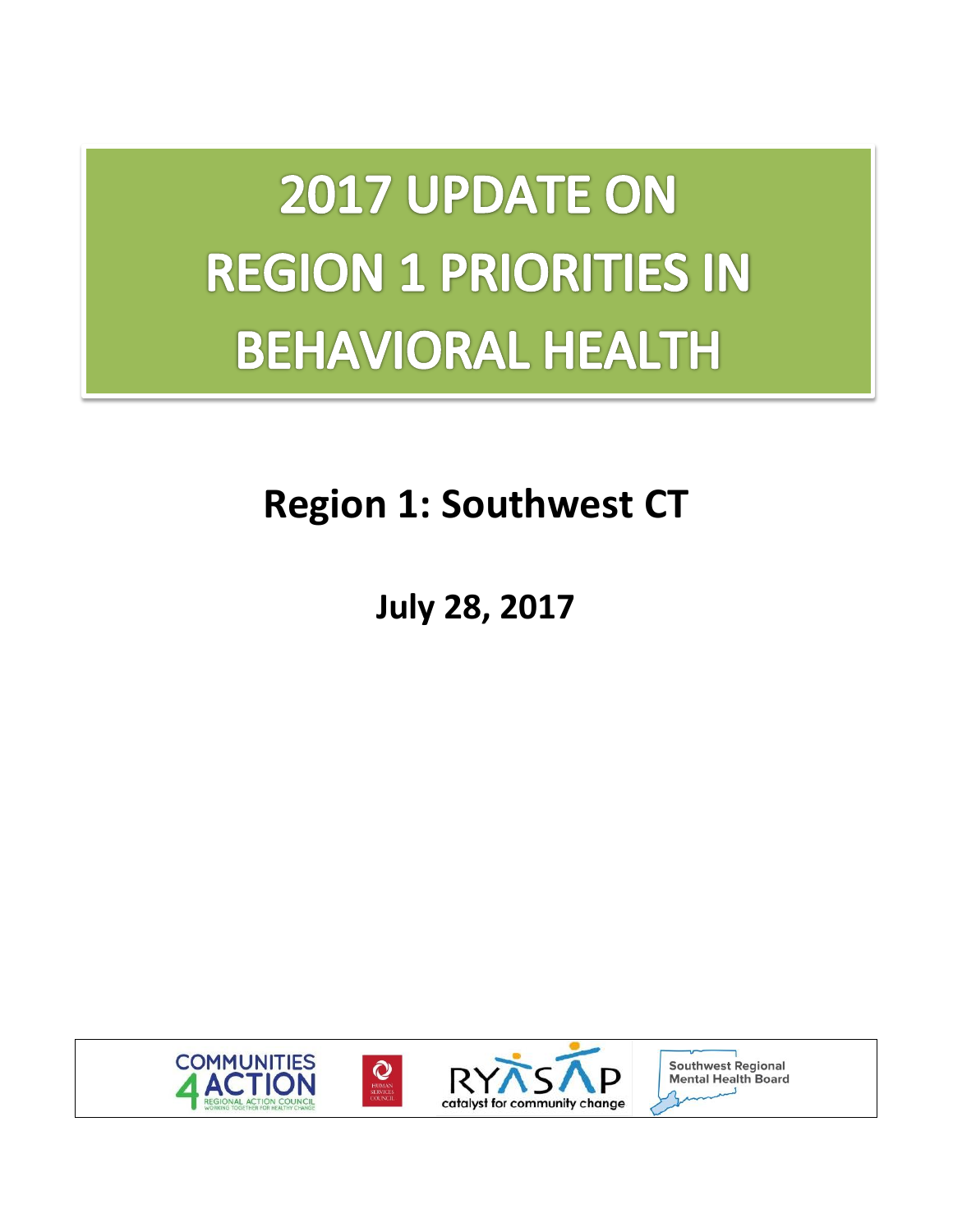# 2017 UPDATE ON REGION 1 PRIORITIES IN BEHAVIORAL HEALTH

## Region 1: Southwest CT

**July 28, 2017**

COMMUNITIES 4 ACTION REGIONAL ACTION COUNCIL WORKING TOGETHER FOR HEALTHY CHANGE

HUMAN SERVICES COUNCIL

RYASAP catalyst for community change

Southwest Regional Mental Health Board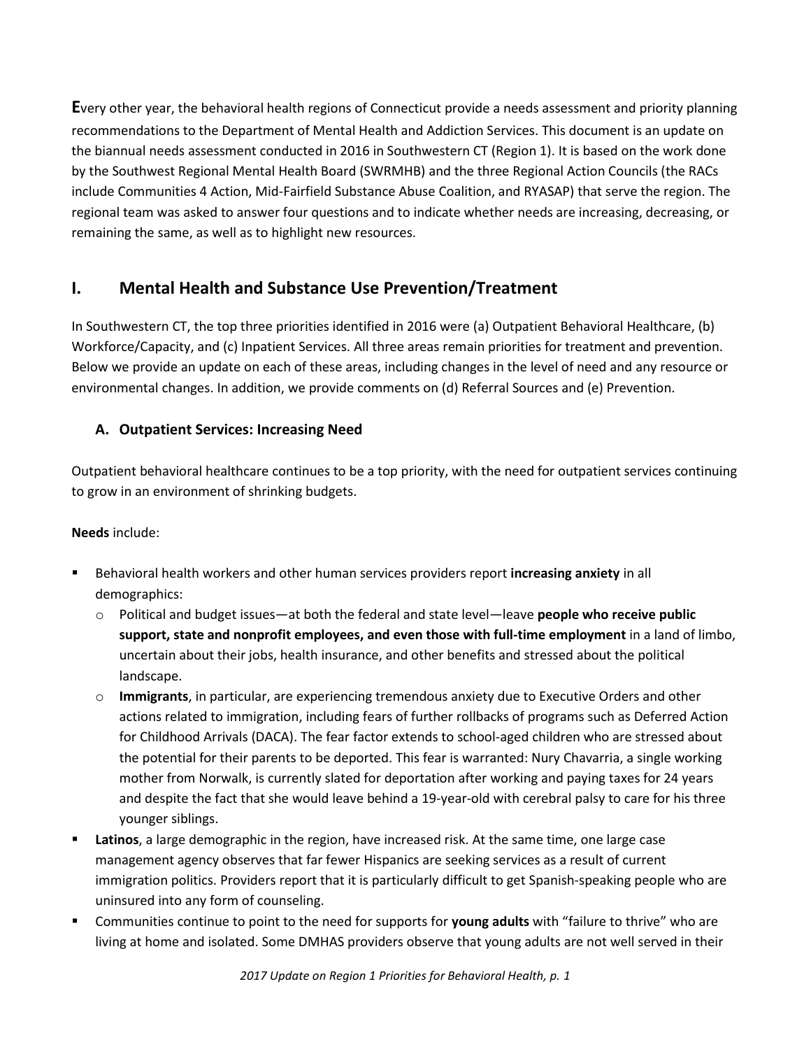**E**very other year, the behavioral health regions of Connecticut provide a needs assessment and priority planning recommendations to the Department of Mental Health and Addiction Services. This document is an update on the biannual needs assessment conducted in 2016 in Southwestern CT (Region 1). It is based on the work done by the Southwest Regional Mental Health Board (SWRMHB) and the three Regional Action Councils (the RACs include Communities 4 Action, Mid-Fairfield Substance Abuse Coalition, and RYASAP) that serve the region. The regional team was asked to answer four questions and to indicate whether needs are increasing, decreasing, or remaining the same, as well as to highlight new resources.

## I. Mental Health and Substance Use Prevention/Treatment

In Southwestern CT, the top three priorities identified in 2016 were (a) Outpatient Behavioral Healthcare, (b) Workforce/Capacity, and (c) Inpatient Services. All three areas remain priorities for treatment and prevention. Below we provide an update on each of these areas, including changes in the level of need and any resource or environmental changes. In addition, we provide comments on (d) Referral Sources and (e) Prevention.

### A. Outpatient Services: Increasing Need

Outpatient behavioral healthcare continues to be a top priority, with the need for outpatient services continuing to grow in an environment of shrinking budgets.

**Needs** include:

- Behavioral health workers and other human services providers report **increasing anxiety** in all demographics:
  - Political and budget issues—at both the federal and state level—leave **people who receive public support, state and nonprofit employees, and even those with full-time employment** in a land of limbo, uncertain about their jobs, health insurance, and other benefits and stressed about the political landscape.
  - **Immigrants**, in particular, are experiencing tremendous anxiety due to Executive Orders and other actions related to immigration, including fears of further rollbacks of programs such as Deferred Action for Childhood Arrivals (DACA). The fear factor extends to school-aged children who are stressed about the potential for their parents to be deported. This fear is warranted: Nury Chavarria, a single working mother from Norwalk, is currently slated for deportation after working and paying taxes for 24 years and despite the fact that she would leave behind a 19-year-old with cerebral palsy to care for his three younger siblings.
- **Latinos**, a large demographic in the region, have increased risk. At the same time, one large case management agency observes that far fewer Hispanics are seeking services as a result of current immigration politics. Providers report that it is particularly difficult to get Spanish-speaking people who are uninsured into any form of counseling.
- Communities continue to point to the need for supports for **young adults** with "failure to thrive" who are living at home and isolated. Some DMHAS providers observe that young adults are not well served in their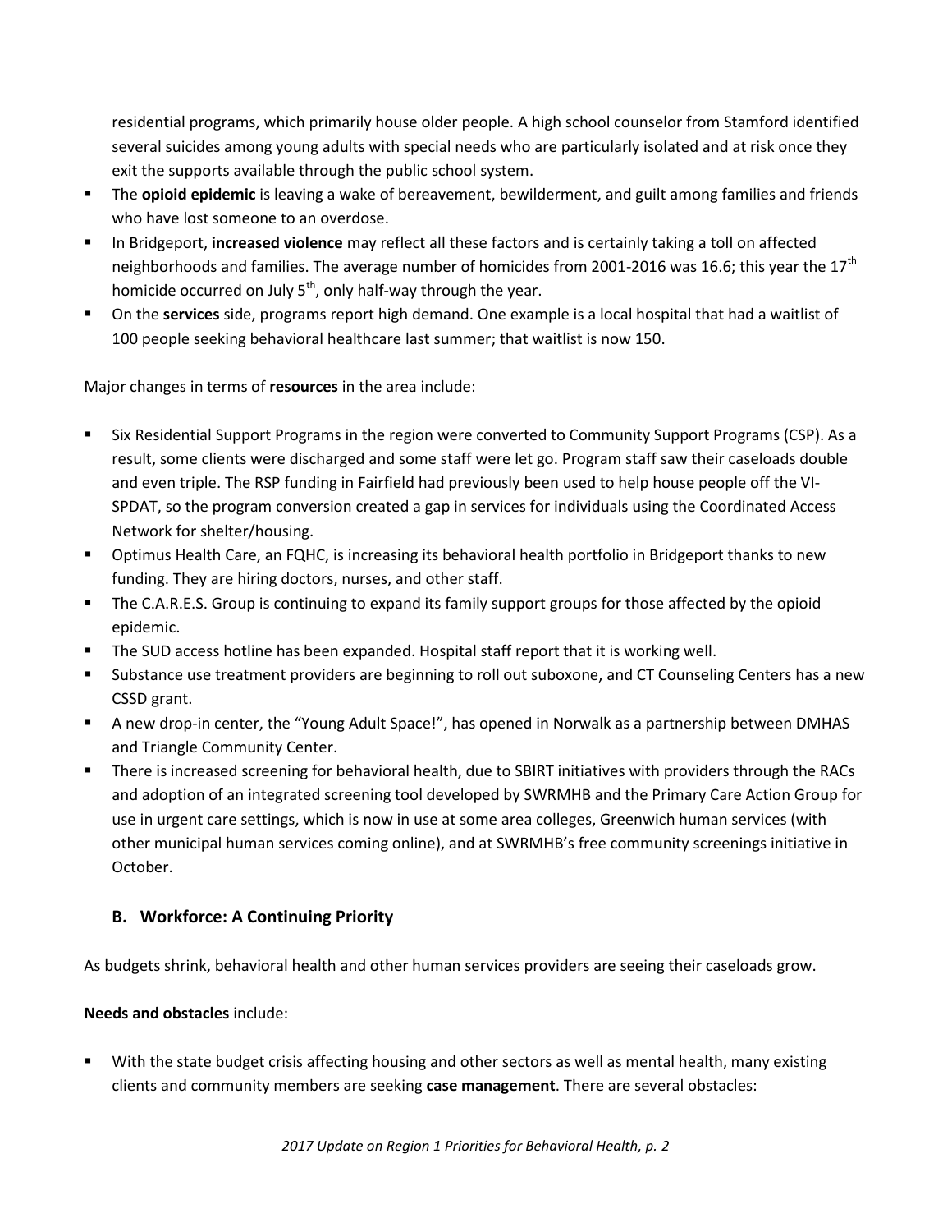residential programs, which primarily house older people. A high school counselor from Stamford identified several suicides among young adults with special needs who are particularly isolated and at risk once they exit the supports available through the public school system.

- The **opioid epidemic** is leaving a wake of bereavement, bewilderment, and guilt among families and friends who have lost someone to an overdose.
- In Bridgeport, **increased violence** may reflect all these factors and is certainly taking a toll on affected neighborhoods and families. The average number of homicides from 2001-2016 was 16.6; this year the 17th homicide occurred on July 5th, only half-way through the year.
- On the **services** side, programs report high demand. One example is a local hospital that had a waitlist of 100 people seeking behavioral healthcare last summer; that waitlist is now 150.

Major changes in terms of **resources** in the area include:

- Six Residential Support Programs in the region were converted to Community Support Programs (CSP). As a result, some clients were discharged and some staff were let go. Program staff saw their caseloads double and even triple. The RSP funding in Fairfield had previously been used to help house people off the VI-SPDAT, so the program conversion created a gap in services for individuals using the Coordinated Access Network for shelter/housing.
- Optimus Health Care, an FQHC, is increasing its behavioral health portfolio in Bridgeport thanks to new funding. They are hiring doctors, nurses, and other staff.
- The C.A.R.E.S. Group is continuing to expand its family support groups for those affected by the opioid epidemic.
- The SUD access hotline has been expanded. Hospital staff report that it is working well.
- Substance use treatment providers are beginning to roll out suboxone, and CT Counseling Centers has a new CSSD grant.
- A new drop-in center, the "Young Adult Space!", has opened in Norwalk as a partnership between DMHAS and Triangle Community Center.
- There is increased screening for behavioral health, due to SBIRT initiatives with providers through the RACs and adoption of an integrated screening tool developed by SWRMHB and the Primary Care Action Group for use in urgent care settings, which is now in use at some area colleges, Greenwich human services (with other municipal human services coming online), and at SWRMHB's free community screenings initiative in October.

### B. Workforce: A Continuing Priority

As budgets shrink, behavioral health and other human services providers are seeing their caseloads grow.

**Needs and obstacles** include:

- With the state budget crisis affecting housing and other sectors as well as mental health, many existing clients and community members are seeking **case management**. There are several obstacles: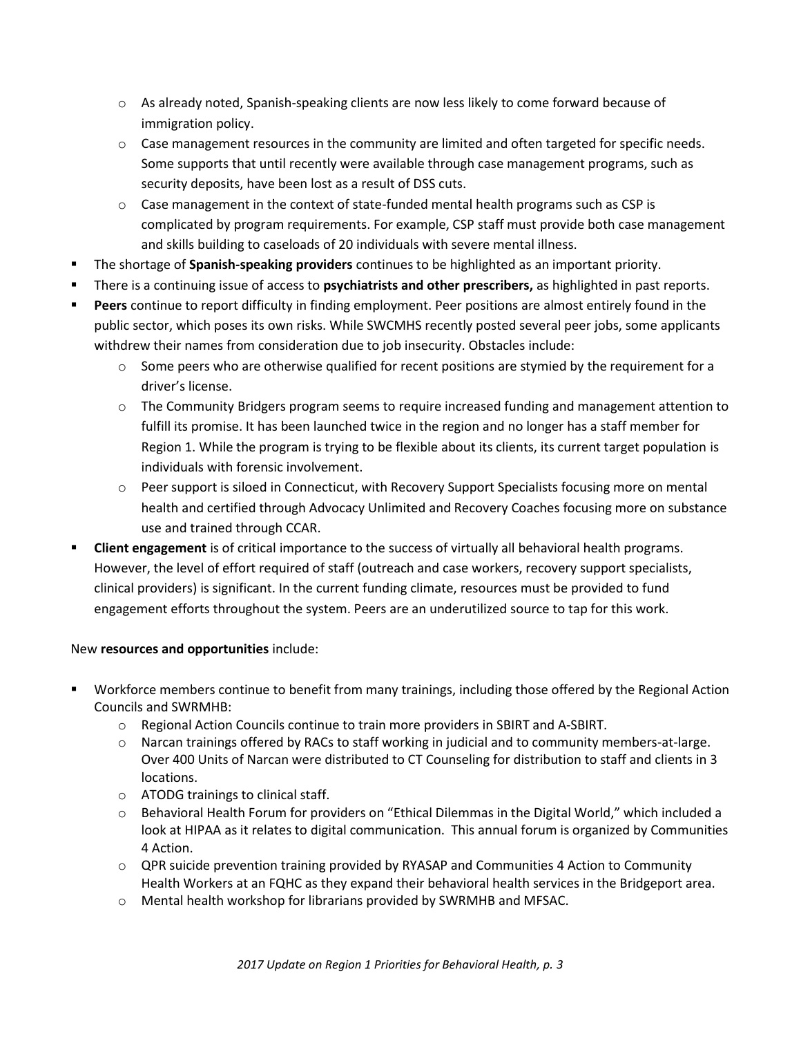- As already noted, Spanish-speaking clients are now less likely to come forward because of immigration policy.
  - Case management resources in the community are limited and often targeted for specific needs. Some supports that until recently were available through case management programs, such as security deposits, have been lost as a result of DSS cuts.
  - Case management in the context of state-funded mental health programs such as CSP is complicated by program requirements. For example, CSP staff must provide both case management and skills building to caseloads of 20 individuals with severe mental illness.
- The shortage of **Spanish-speaking providers** continues to be highlighted as an important priority.
- There is a continuing issue of access to **psychiatrists and other prescribers,** as highlighted in past reports.
- **Peers** continue to report difficulty in finding employment. Peer positions are almost entirely found in the public sector, which poses its own risks. While SWCMHS recently posted several peer jobs, some applicants withdrew their names from consideration due to job insecurity. Obstacles include:
  - Some peers who are otherwise qualified for recent positions are stymied by the requirement for a driver's license.
  - The Community Bridgers program seems to require increased funding and management attention to fulfill its promise. It has been launched twice in the region and no longer has a staff member for Region 1. While the program is trying to be flexible about its clients, its current target population is individuals with forensic involvement.
  - Peer support is siloed in Connecticut, with Recovery Support Specialists focusing more on mental health and certified through Advocacy Unlimited and Recovery Coaches focusing more on substance use and trained through CCAR.
- **Client engagement** is of critical importance to the success of virtually all behavioral health programs. However, the level of effort required of staff (outreach and case workers, recovery support specialists, clinical providers) is significant. In the current funding climate, resources must be provided to fund engagement efforts throughout the system. Peers are an underutilized source to tap for this work.

New **resources and opportunities** include:

- Workforce members continue to benefit from many trainings, including those offered by the Regional Action Councils and SWRMHB:
  - Regional Action Councils continue to train more providers in SBIRT and A-SBIRT.
  - Narcan trainings offered by RACs to staff working in judicial and to community members-at-large. Over 400 Units of Narcan were distributed to CT Counseling for distribution to staff and clients in 3 locations.
  - ATODG trainings to clinical staff.
  - Behavioral Health Forum for providers on "Ethical Dilemmas in the Digital World," which included a look at HIPAA as it relates to digital communication. This annual forum is organized by Communities 4 Action.
  - QPR suicide prevention training provided by RYASAP and Communities 4 Action to Community Health Workers at an FQHC as they expand their behavioral health services in the Bridgeport area.
  - Mental health workshop for librarians provided by SWRMHB and MFSAC.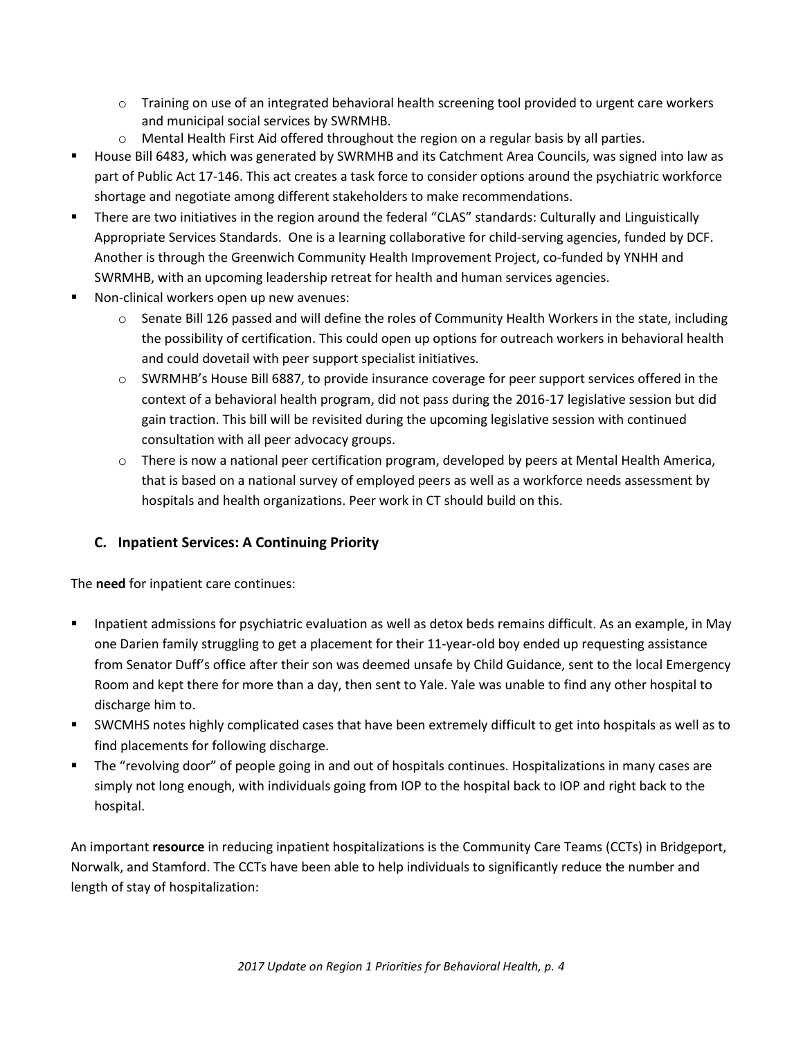- Training on use of an integrated behavioral health screening tool provided to urgent care workers and municipal social services by SWRMHB.
  - Mental Health First Aid offered throughout the region on a regular basis by all parties.
- House Bill 6483, which was generated by SWRMHB and its Catchment Area Councils, was signed into law as part of Public Act 17-146. This act creates a task force to consider options around the psychiatric workforce shortage and negotiate among different stakeholders to make recommendations.
- There are two initiatives in the region around the federal "CLAS" standards: Culturally and Linguistically Appropriate Services Standards. One is a learning collaborative for child-serving agencies, funded by DCF. Another is through the Greenwich Community Health Improvement Project, co-funded by YNHH and SWRMHB, with an upcoming leadership retreat for health and human services agencies.
- Non-clinical workers open up new avenues:
  - Senate Bill 126 passed and will define the roles of Community Health Workers in the state, including the possibility of certification. This could open up options for outreach workers in behavioral health and could dovetail with peer support specialist initiatives.
  - SWRMHB's House Bill 6887, to provide insurance coverage for peer support services offered in the context of a behavioral health program, did not pass during the 2016-17 legislative session but did gain traction. This bill will be revisited during the upcoming legislative session with continued consultation with all peer advocacy groups.
  - There is now a national peer certification program, developed by peers at Mental Health America, that is based on a national survey of employed peers as well as a workforce needs assessment by hospitals and health organizations. Peer work in CT should build on this.

### C. Inpatient Services: A Continuing Priority

The **need** for inpatient care continues:

- Inpatient admissions for psychiatric evaluation as well as detox beds remains difficult. As an example, in May one Darien family struggling to get a placement for their 11-year-old boy ended up requesting assistance from Senator Duff's office after their son was deemed unsafe by Child Guidance, sent to the local Emergency Room and kept there for more than a day, then sent to Yale. Yale was unable to find any other hospital to discharge him to.
- SWCMHS notes highly complicated cases that have been extremely difficult to get into hospitals as well as to find placements for following discharge.
- The "revolving door" of people going in and out of hospitals continues. Hospitalizations in many cases are simply not long enough, with individuals going from IOP to the hospital back to IOP and right back to the hospital.

An important **resource** in reducing inpatient hospitalizations is the Community Care Teams (CCTs) in Bridgeport, Norwalk, and Stamford. The CCTs have been able to help individuals to significantly reduce the number and length of stay of hospitalization: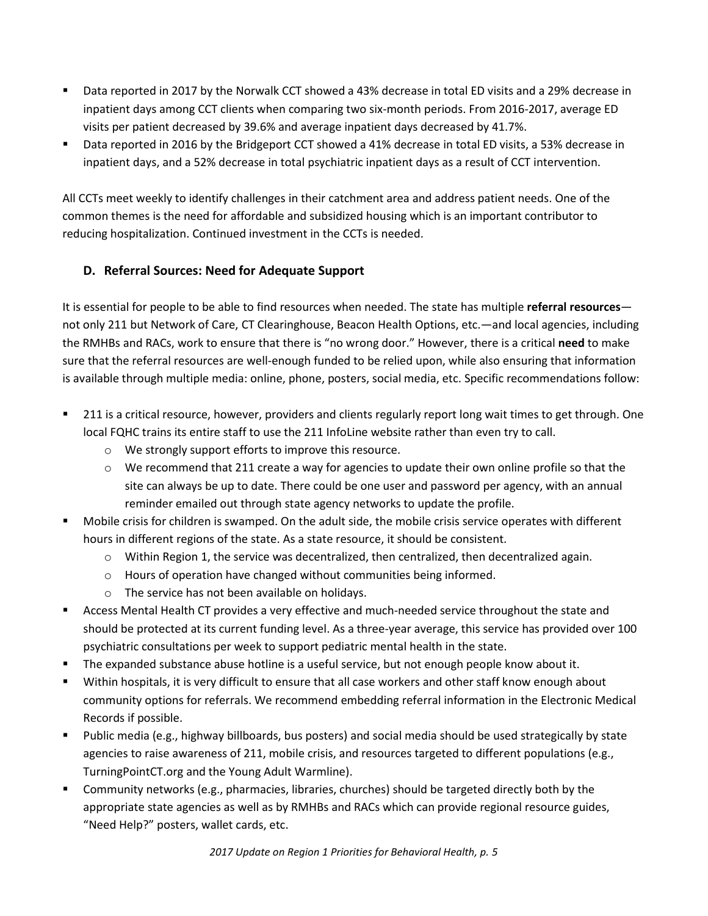- Data reported in 2017 by the Norwalk CCT showed a 43% decrease in total ED visits and a 29% decrease in inpatient days among CCT clients when comparing two six-month periods. From 2016-2017, average ED visits per patient decreased by 39.6% and average inpatient days decreased by 41.7%.
- Data reported in 2016 by the Bridgeport CCT showed a 41% decrease in total ED visits, a 53% decrease in inpatient days, and a 52% decrease in total psychiatric inpatient days as a result of CCT intervention.

All CCTs meet weekly to identify challenges in their catchment area and address patient needs. One of the common themes is the need for affordable and subsidized housing which is an important contributor to reducing hospitalization. Continued investment in the CCTs is needed.

### D. Referral Sources: Need for Adequate Support

It is essential for people to be able to find resources when needed. The state has multiple **referral resources**—not only 211 but Network of Care, CT Clearinghouse, Beacon Health Options, etc.—and local agencies, including the RMHBs and RACs, work to ensure that there is "no wrong door." However, there is a critical **need** to make sure that the referral resources are well-enough funded to be relied upon, while also ensuring that information is available through multiple media: online, phone, posters, social media, etc. Specific recommendations follow:

- 211 is a critical resource, however, providers and clients regularly report long wait times to get through. One local FQHC trains its entire staff to use the 211 InfoLine website rather than even try to call.
  - We strongly support efforts to improve this resource.
  - We recommend that 211 create a way for agencies to update their own online profile so that the site can always be up to date. There could be one user and password per agency, with an annual reminder emailed out through state agency networks to update the profile.
- Mobile crisis for children is swamped. On the adult side, the mobile crisis service operates with different hours in different regions of the state. As a state resource, it should be consistent.
  - Within Region 1, the service was decentralized, then centralized, then decentralized again.
  - Hours of operation have changed without communities being informed.
  - The service has not been available on holidays.
- Access Mental Health CT provides a very effective and much-needed service throughout the state and should be protected at its current funding level. As a three-year average, this service has provided over 100 psychiatric consultations per week to support pediatric mental health in the state.
- The expanded substance abuse hotline is a useful service, but not enough people know about it.
- Within hospitals, it is very difficult to ensure that all case workers and other staff know enough about community options for referrals. We recommend embedding referral information in the Electronic Medical Records if possible.
- Public media (e.g., highway billboards, bus posters) and social media should be used strategically by state agencies to raise awareness of 211, mobile crisis, and resources targeted to different populations (e.g., TurningPointCT.org and the Young Adult Warmline).
- Community networks (e.g., pharmacies, libraries, churches) should be targeted directly both by the appropriate state agencies as well as by RMHBs and RACs which can provide regional resource guides, "Need Help?" posters, wallet cards, etc.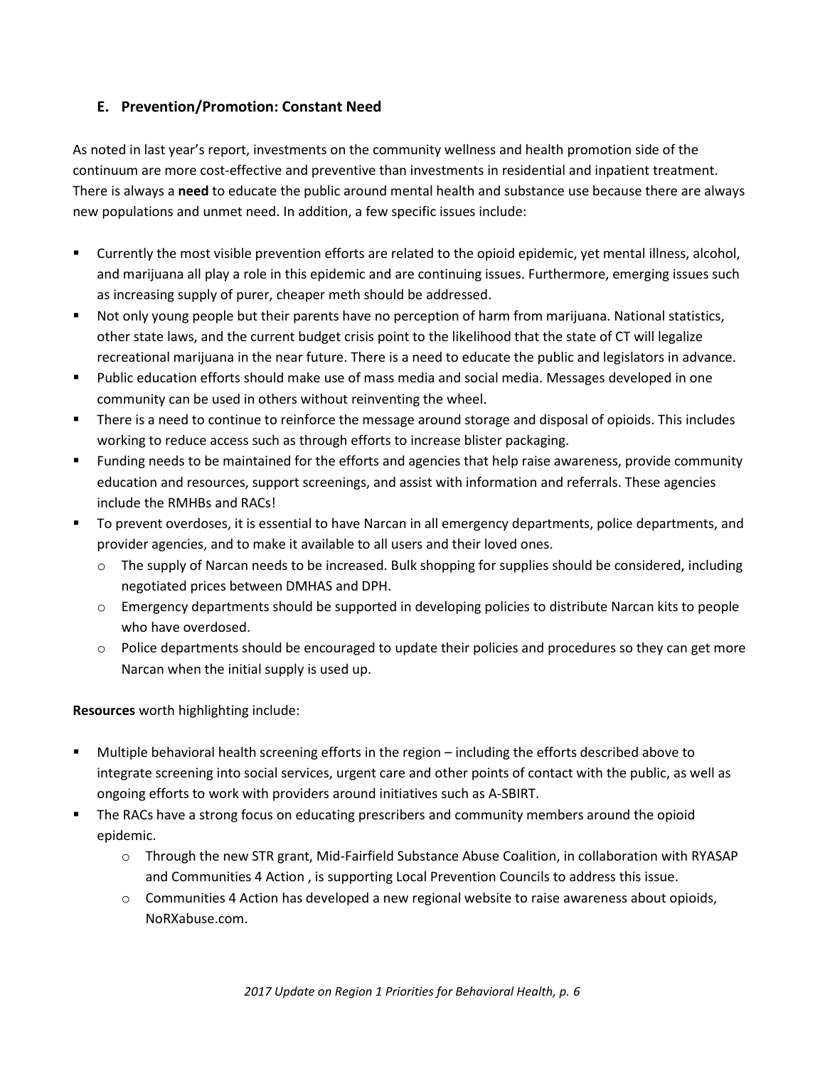### E. Prevention/Promotion: Constant Need

As noted in last year's report, investments on the community wellness and health promotion side of the continuum are more cost-effective and preventive than investments in residential and inpatient treatment. There is always a **need** to educate the public around mental health and substance use because there are always new populations and unmet need. In addition, a few specific issues include:

- Currently the most visible prevention efforts are related to the opioid epidemic, yet mental illness, alcohol, and marijuana all play a role in this epidemic and are continuing issues. Furthermore, emerging issues such as increasing supply of purer, cheaper meth should be addressed.
- Not only young people but their parents have no perception of harm from marijuana. National statistics, other state laws, and the current budget crisis point to the likelihood that the state of CT will legalize recreational marijuana in the near future. There is a need to educate the public and legislators in advance.
- Public education efforts should make use of mass media and social media. Messages developed in one community can be used in others without reinventing the wheel.
- There is a need to continue to reinforce the message around storage and disposal of opioids. This includes working to reduce access such as through efforts to increase blister packaging.
- Funding needs to be maintained for the efforts and agencies that help raise awareness, provide community education and resources, support screenings, and assist with information and referrals. These agencies include the RMHBs and RACs!
- To prevent overdoses, it is essential to have Narcan in all emergency departments, police departments, and provider agencies, and to make it available to all users and their loved ones.
  - The supply of Narcan needs to be increased. Bulk shopping for supplies should be considered, including negotiated prices between DMHAS and DPH.
  - Emergency departments should be supported in developing policies to distribute Narcan kits to people who have overdosed.
  - Police departments should be encouraged to update their policies and procedures so they can get more Narcan when the initial supply is used up.

**Resources** worth highlighting include:

- Multiple behavioral health screening efforts in the region – including the efforts described above to integrate screening into social services, urgent care and other points of contact with the public, as well as ongoing efforts to work with providers around initiatives such as A-SBIRT.
- The RACs have a strong focus on educating prescribers and community members around the opioid epidemic.
  - Through the new STR grant, Mid-Fairfield Substance Abuse Coalition, in collaboration with RYASAP and Communities 4 Action , is supporting Local Prevention Councils to address this issue.
  - Communities 4 Action has developed a new regional website to raise awareness about opioids, NoRXabuse.com.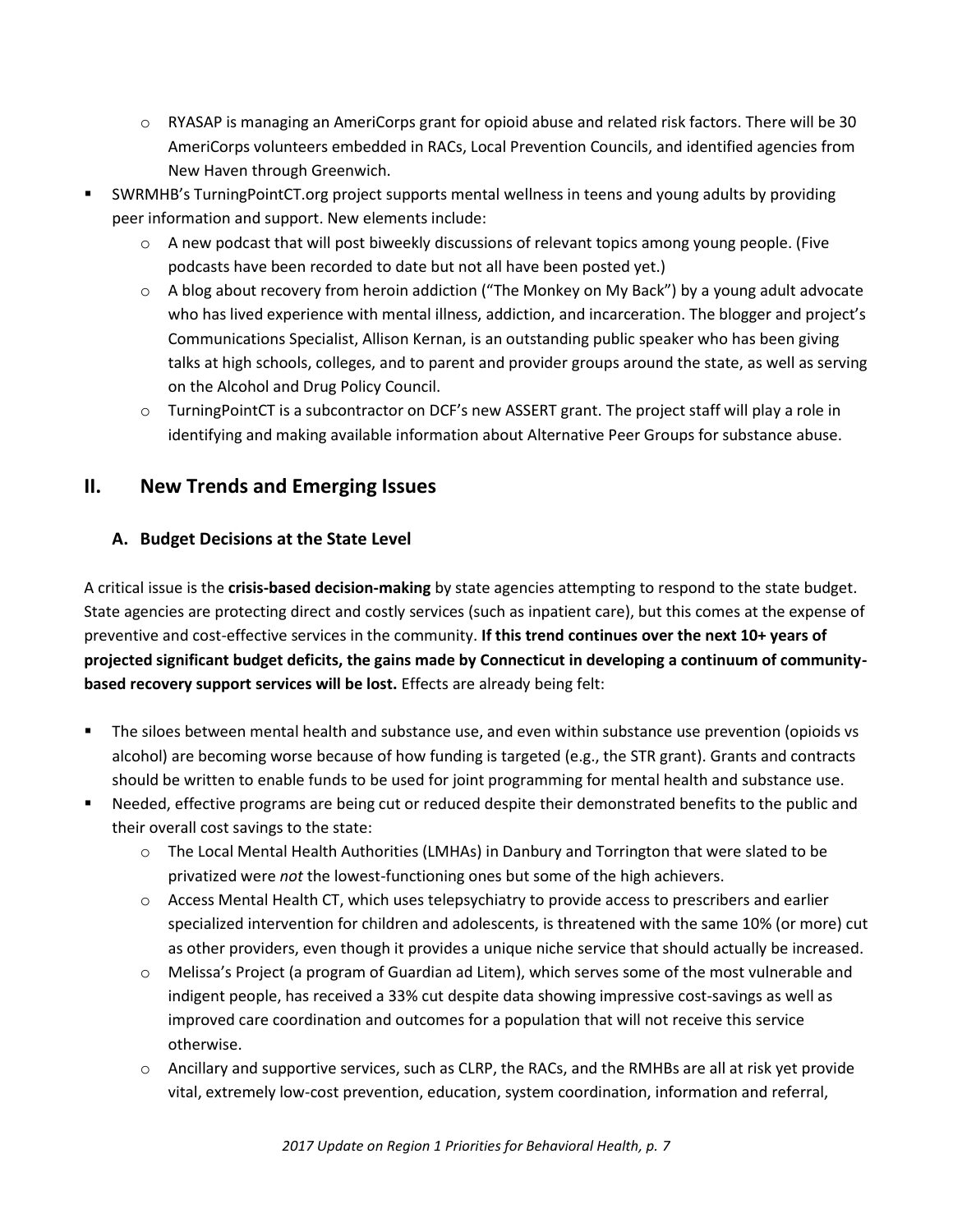- RYASAP is managing an AmeriCorps grant for opioid abuse and related risk factors. There will be 30 AmeriCorps volunteers embedded in RACs, Local Prevention Councils, and identified agencies from New Haven through Greenwich.
- SWRMHB's TurningPointCT.org project supports mental wellness in teens and young adults by providing peer information and support. New elements include:
  - A new podcast that will post biweekly discussions of relevant topics among young people. (Five podcasts have been recorded to date but not all have been posted yet.)
  - A blog about recovery from heroin addiction ("The Monkey on My Back") by a young adult advocate who has lived experience with mental illness, addiction, and incarceration. The blogger and project's Communications Specialist, Allison Kernan, is an outstanding public speaker who has been giving talks at high schools, colleges, and to parent and provider groups around the state, as well as serving on the Alcohol and Drug Policy Council.
  - TurningPointCT is a subcontractor on DCF's new ASSERT grant. The project staff will play a role in identifying and making available information about Alternative Peer Groups for substance abuse.

## II. New Trends and Emerging Issues

### A. Budget Decisions at the State Level

A critical issue is the **crisis-based decision-making** by state agencies attempting to respond to the state budget. State agencies are protecting direct and costly services (such as inpatient care), but this comes at the expense of preventive and cost-effective services in the community. **If this trend continues over the next 10+ years of projected significant budget deficits, the gains made by Connecticut in developing a continuum of community-based recovery support services will be lost.** Effects are already being felt:

- The siloes between mental health and substance use, and even within substance use prevention (opioids vs alcohol) are becoming worse because of how funding is targeted (e.g., the STR grant). Grants and contracts should be written to enable funds to be used for joint programming for mental health and substance use.
- Needed, effective programs are being cut or reduced despite their demonstrated benefits to the public and their overall cost savings to the state:
  - The Local Mental Health Authorities (LMHAs) in Danbury and Torrington that were slated to be privatized were *not* the lowest-functioning ones but some of the high achievers.
  - Access Mental Health CT, which uses telepsychiatry to provide access to prescribers and earlier specialized intervention for children and adolescents, is threatened with the same 10% (or more) cut as other providers, even though it provides a unique niche service that should actually be increased.
  - Melissa's Project (a program of Guardian ad Litem), which serves some of the most vulnerable and indigent people, has received a 33% cut despite data showing impressive cost-savings as well as improved care coordination and outcomes for a population that will not receive this service otherwise.
  - Ancillary and supportive services, such as CLRP, the RACs, and the RMHBs are all at risk yet provide vital, extremely low-cost prevention, education, system coordination, information and referral,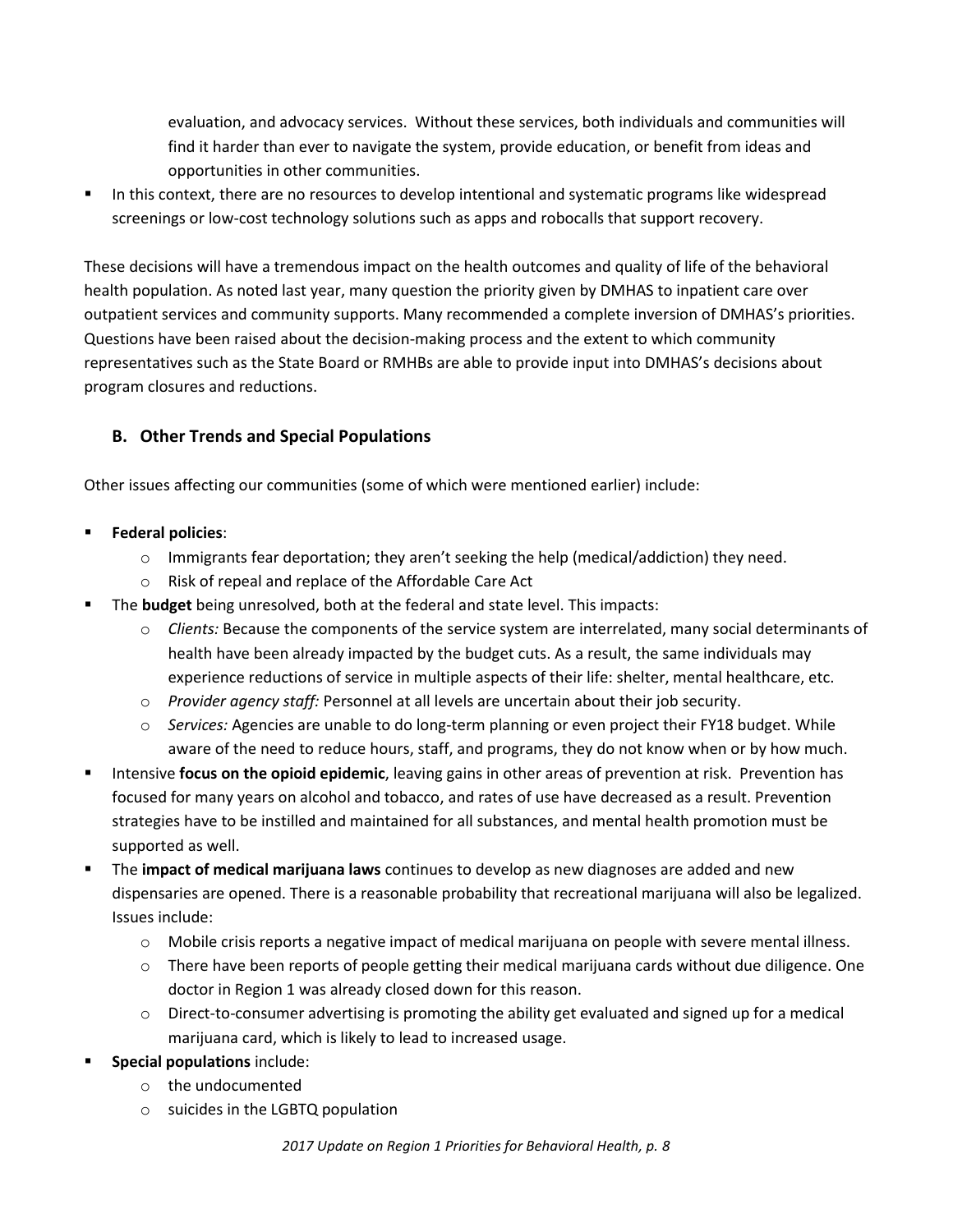evaluation, and advocacy services. Without these services, both individuals and communities will find it harder than ever to navigate the system, provide education, or benefit from ideas and opportunities in other communities.

- In this context, there are no resources to develop intentional and systematic programs like widespread screenings or low-cost technology solutions such as apps and robocalls that support recovery.

These decisions will have a tremendous impact on the health outcomes and quality of life of the behavioral health population. As noted last year, many question the priority given by DMHAS to inpatient care over outpatient services and community supports. Many recommended a complete inversion of DMHAS's priorities. Questions have been raised about the decision-making process and the extent to which community representatives such as the State Board or RMHBs are able to provide input into DMHAS's decisions about program closures and reductions.

### B. Other Trends and Special Populations

Other issues affecting our communities (some of which were mentioned earlier) include:

- **Federal policies**:
  - Immigrants fear deportation; they aren't seeking the help (medical/addiction) they need.
  - Risk of repeal and replace of the Affordable Care Act
- The **budget** being unresolved, both at the federal and state level. This impacts:
  - *Clients:* Because the components of the service system are interrelated, many social determinants of health have been already impacted by the budget cuts. As a result, the same individuals may experience reductions of service in multiple aspects of their life: shelter, mental healthcare, etc.
  - *Provider agency staff:* Personnel at all levels are uncertain about their job security.
  - *Services:* Agencies are unable to do long-term planning or even project their FY18 budget. While aware of the need to reduce hours, staff, and programs, they do not know when or by how much.
- Intensive **focus on the opioid epidemic**, leaving gains in other areas of prevention at risk. Prevention has focused for many years on alcohol and tobacco, and rates of use have decreased as a result. Prevention strategies have to be instilled and maintained for all substances, and mental health promotion must be supported as well.
- The **impact of medical marijuana laws** continues to develop as new diagnoses are added and new dispensaries are opened. There is a reasonable probability that recreational marijuana will also be legalized. Issues include:
  - Mobile crisis reports a negative impact of medical marijuana on people with severe mental illness.
  - There have been reports of people getting their medical marijuana cards without due diligence. One doctor in Region 1 was already closed down for this reason.
  - Direct-to-consumer advertising is promoting the ability get evaluated and signed up for a medical marijuana card, which is likely to lead to increased usage.
- **Special populations** include:
  - the undocumented
  - suicides in the LGBTQ population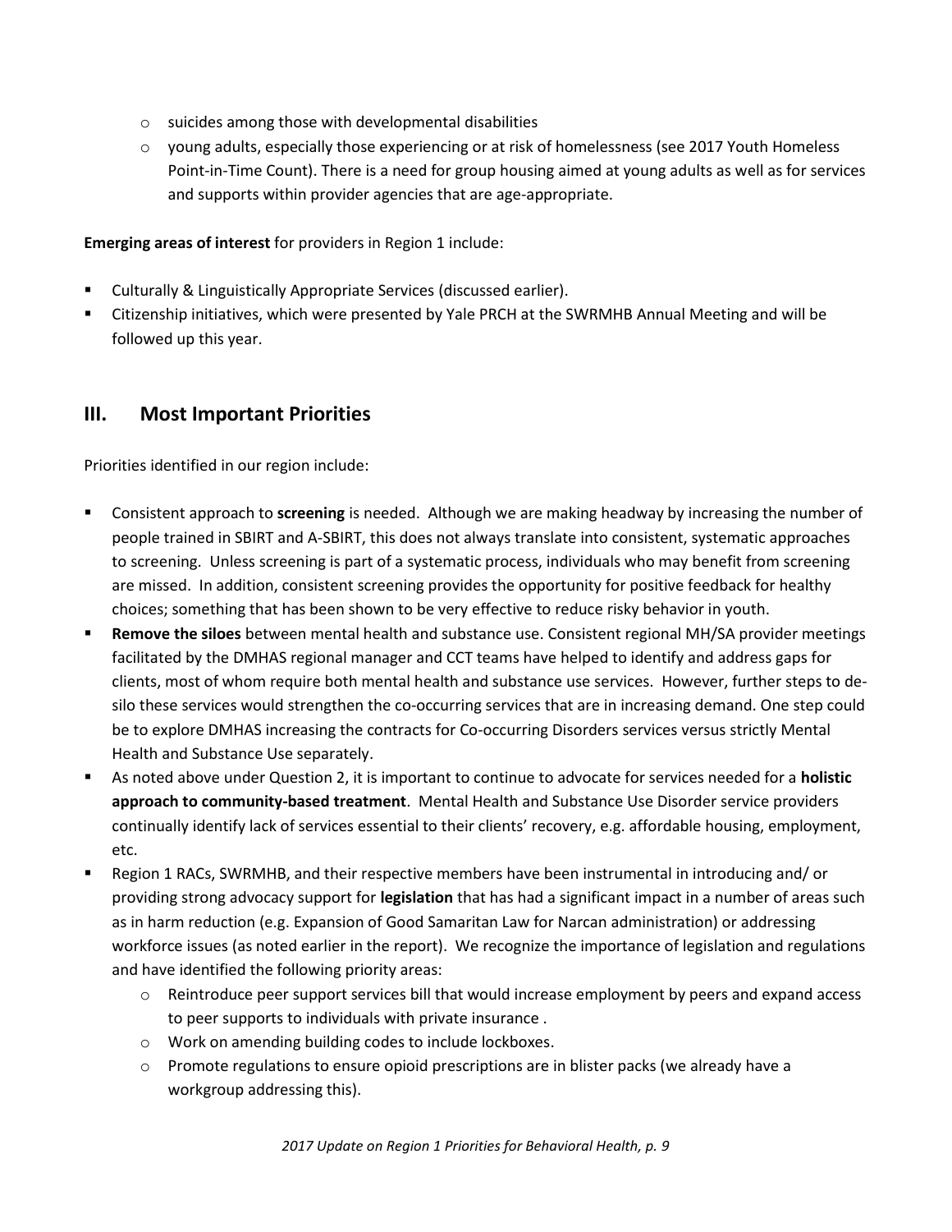- suicides among those with developmental disabilities
- young adults, especially those experiencing or at risk of homelessness (see 2017 Youth Homeless Point-in-Time Count). There is a need for group housing aimed at young adults as well as for services and supports within provider agencies that are age-appropriate.

**Emerging areas of interest** for providers in Region 1 include:

- Culturally & Linguistically Appropriate Services (discussed earlier).
- Citizenship initiatives, which were presented by Yale PRCH at the SWRMHB Annual Meeting and will be followed up this year.

## III. Most Important Priorities

Priorities identified in our region include:

- Consistent approach to **screening** is needed. Although we are making headway by increasing the number of people trained in SBIRT and A-SBIRT, this does not always translate into consistent, systematic approaches to screening. Unless screening is part of a systematic process, individuals who may benefit from screening are missed. In addition, consistent screening provides the opportunity for positive feedback for healthy choices; something that has been shown to be very effective to reduce risky behavior in youth.
- **Remove the siloes** between mental health and substance use. Consistent regional MH/SA provider meetings facilitated by the DMHAS regional manager and CCT teams have helped to identify and address gaps for clients, most of whom require both mental health and substance use services. However, further steps to de-silo these services would strengthen the co-occurring services that are in increasing demand. One step could be to explore DMHAS increasing the contracts for Co-occurring Disorders services versus strictly Mental Health and Substance Use separately.
- As noted above under Question 2, it is important to continue to advocate for services needed for a **holistic approach to community-based treatment**. Mental Health and Substance Use Disorder service providers continually identify lack of services essential to their clients' recovery, e.g. affordable housing, employment, etc.
- Region 1 RACs, SWRMHB, and their respective members have been instrumental in introducing and/ or providing strong advocacy support for **legislation** that has had a significant impact in a number of areas such as in harm reduction (e.g. Expansion of Good Samaritan Law for Narcan administration) or addressing workforce issues (as noted earlier in the report). We recognize the importance of legislation and regulations and have identified the following priority areas:
  - Reintroduce peer support services bill that would increase employment by peers and expand access to peer supports to individuals with private insurance .
  - Work on amending building codes to include lockboxes.
  - Promote regulations to ensure opioid prescriptions are in blister packs (we already have a workgroup addressing this).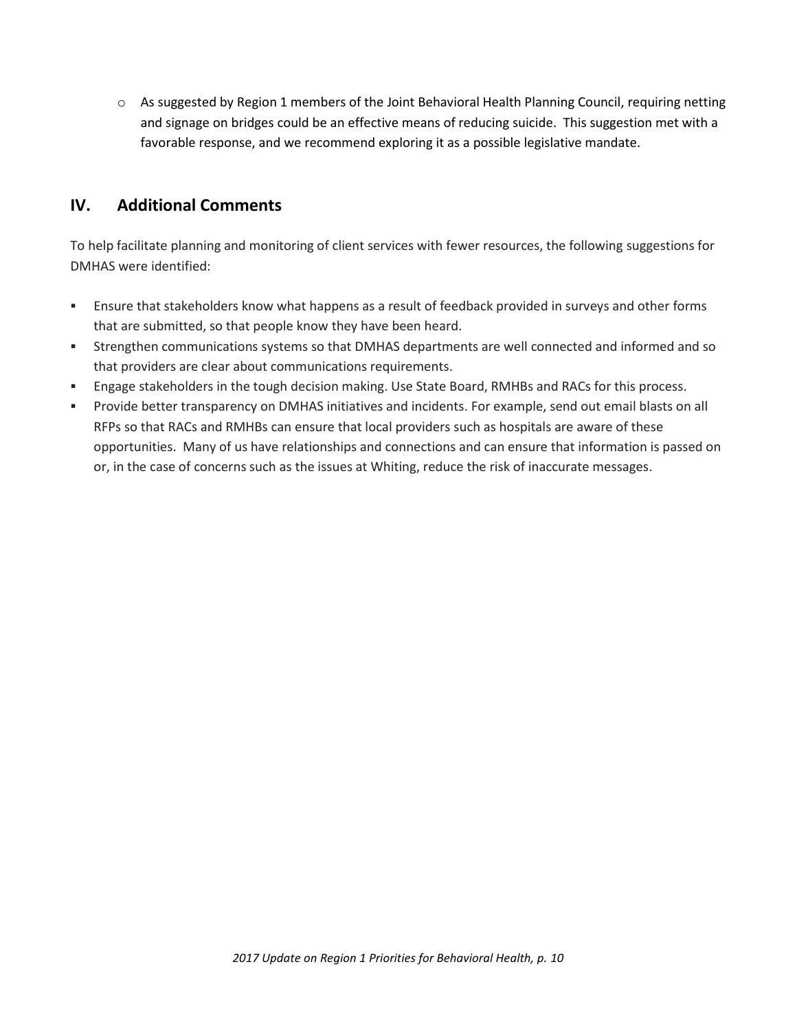- As suggested by Region 1 members of the Joint Behavioral Health Planning Council, requiring netting and signage on bridges could be an effective means of reducing suicide. This suggestion met with a favorable response, and we recommend exploring it as a possible legislative mandate.

## IV. Additional Comments

To help facilitate planning and monitoring of client services with fewer resources, the following suggestions for DMHAS were identified:

- Ensure that stakeholders know what happens as a result of feedback provided in surveys and other forms that are submitted, so that people know they have been heard.
- Strengthen communications systems so that DMHAS departments are well connected and informed and so that providers are clear about communications requirements.
- Engage stakeholders in the tough decision making. Use State Board, RMHBs and RACs for this process.
- Provide better transparency on DMHAS initiatives and incidents. For example, send out email blasts on all RFPs so that RACs and RMHBs can ensure that local providers such as hospitals are aware of these opportunities. Many of us have relationships and connections and can ensure that information is passed on or, in the case of concerns such as the issues at Whiting, reduce the risk of inaccurate messages.